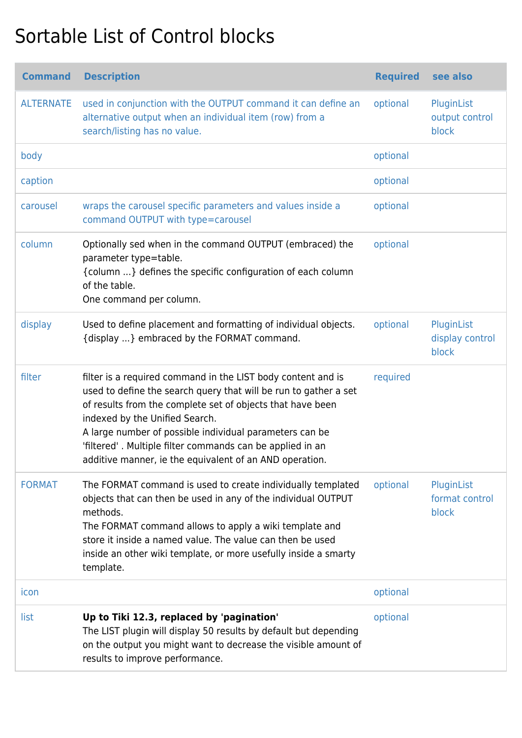# Sortable List of Control blocks

| Command | Description | Required | see also |
|---|---|---|---|
| ALTERNATE | used in conjunction with the OUTPUT command it can define an alternative output when an individual item (row) from a search/listing has no value. | optional | PluginList output control block |
| body | | optional | |
| caption | | optional | |
| carousel | wraps the carousel specific parameters and values inside a command OUTPUT with type=carousel | optional | |
| column | Optionally sed when in the command OUTPUT (embraced) the parameter type=table.<br>{column ...} defines the specific configuration of each column of the table.<br>One command per column. | optional | |
| display | Used to define placement and formatting of individual objects.<br>{display ...} embraced by the FORMAT command. | optional | PluginList display control block |
| filter | filter is a required command in the LIST body content and is used to define the search query that will be run to gather a set of results from the complete set of objects that have been indexed by the Unified Search.<br>A large number of possible individual parameters can be 'filtered' . Multiple filter commands can be applied in an additive manner, ie the equivalent of an AND operation. | required | |
| FORMAT | The FORMAT command is used to create individually templated objects that can then be used in any of the individual OUTPUT methods.<br>The FORMAT command allows to apply a wiki template and store it inside a named value. The value can then be used inside an other wiki template, or more usefully inside a smarty template. | optional | PluginList format control block |
| icon | | optional | |
| list | **Up to Tiki 12.3, replaced by 'pagination'**<br>The LIST plugin will display 50 results by default but depending on the output you might want to decrease the visible amount of results to improve performance. | optional | |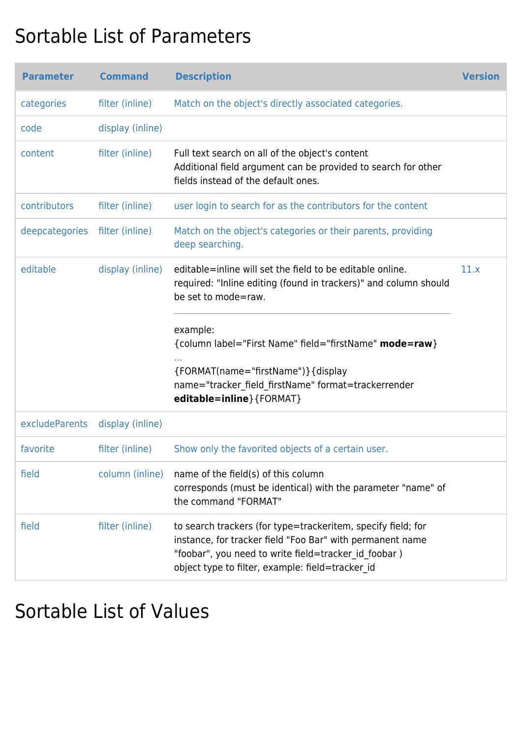# Sortable List of Parameters

| Parameter | Command | Description | Version |
|---|---|---|---|
| categories | filter (inline) | Match on the object's directly associated categories. | |
| code | display (inline) | | |
| content | filter (inline) | Full text search on all of the object's content<br>Additional field argument can be provided to search for other fields instead of the default ones. | |
| contributors | filter (inline) | user login to search for as the contributors for the content | |
| deepcategories | filter (inline) | Match on the object's categories or their parents, providing deep searching. | |
| editable | display (inline) | editable=inline will set the field to be editable online.<br>required: "Inline editing (found in trackers)" and column should be set to mode=raw.<br>---<br>example:<br>{column label="First Name" field="firstName" **mode=raw**}<br>...<br>{FORMAT(name="firstName")}{display name="tracker_field_firstName" format=trackerrender **editable=inline**}{FORMAT} | 11.x |
| excludeParents | display (inline) | | |
| favorite | filter (inline) | Show only the favorited objects of a certain user. | |
| field | column (inline) | name of the field(s) of this column<br>corresponds (must be identical) with the parameter "name" of the command "FORMAT" | |
| field | filter (inline) | to search trackers (for type=trackeritem, specify field; for instance, for tracker field "Foo Bar" with permanent name "foobar", you need to write field=tracker_id_foobar )<br>object type to filter, example: field=tracker_id | |

# Sortable List of Values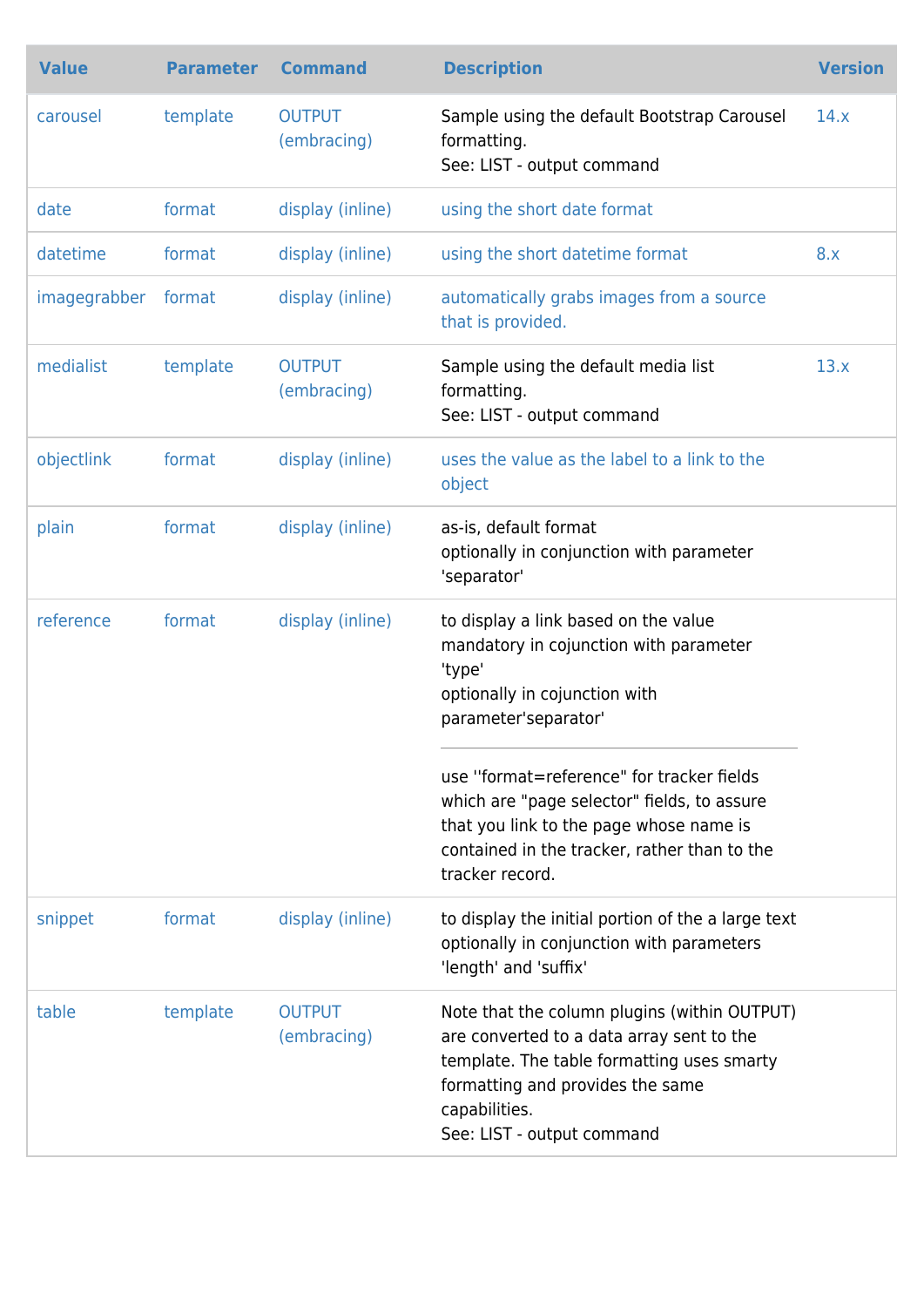| Value | Parameter | Command | Description | Version |
| --- | --- | --- | --- | --- |
| carousel | template | OUTPUT (embracing) | Sample using the default Bootstrap Carousel formatting.<br>See: LIST - output command | 14.x |
| date | format | display (inline) | using the short date format | |
| datetime | format | display (inline) | using the short datetime format | 8.x |
| imagegrabber | format | display (inline) | automatically grabs images from a source that is provided. | |
| medialist | template | OUTPUT (embracing) | Sample using the default media list formatting.<br>See: LIST - output command | 13.x |
| objectlink | format | display (inline) | uses the value as the label to a link to the object | |
| plain | format | display (inline) | as-is, default format<br>optionally in conjunction with parameter 'separator' | |
| reference | format | display (inline) | to display a link based on the value<br>mandatory in cojunction with parameter 'type'<br>optionally in cojunction with parameter'separator'<br>---<br>use ''format=reference" for tracker fields which are "page selector" fields, to assure that you link to the page whose name is contained in the tracker, rather than to the tracker record. | |
| snippet | format | display (inline) | to display the initial portion of the a large text<br>optionally in conjunction with parameters 'length' and 'suffix' | |
| table | template | OUTPUT (embracing) | Note that the column plugins (within OUTPUT) are converted to a data array sent to the template. The table formatting uses smarty formatting and provides the same capabilities.<br>See: LIST - output command | |